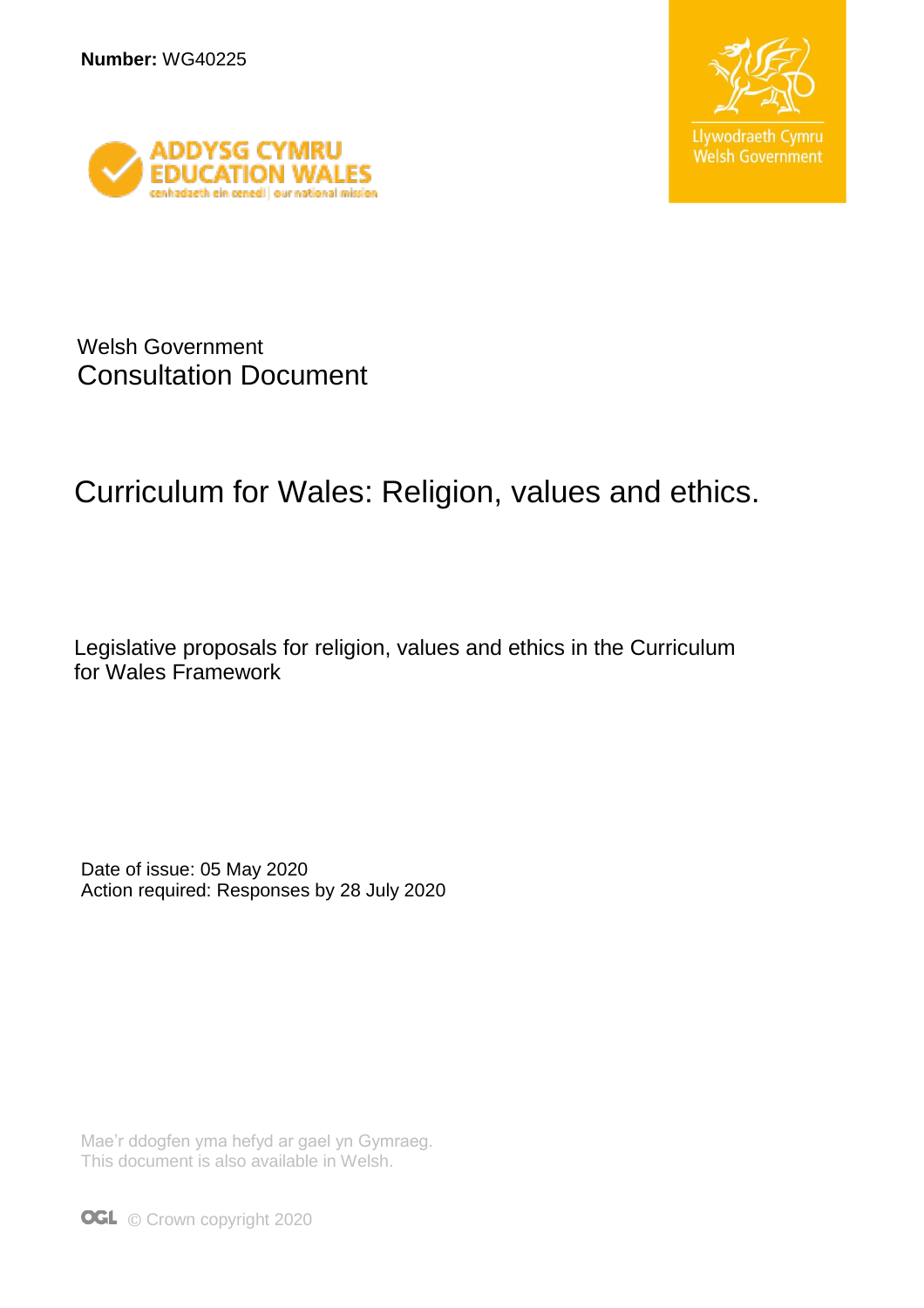**Number:** WG40225

ADDYSG CYMRU
EDUCATION WALES
cenhadaeth ein cenedl | our national mission

Llywodraeth Cymru
Welsh Government

Welsh Government
Consultation Document

# Curriculum for Wales: Religion, values and ethics.

Legislative proposals for religion, values and ethics in the Curriculum for Wales Framework

Date of issue: 05 May 2020
Action required: Responses by 28 July 2020

Mae'r ddogfen yma hefyd ar gael yn Gymraeg.
This document is also available in Welsh.

OGL © Crown copyright 2020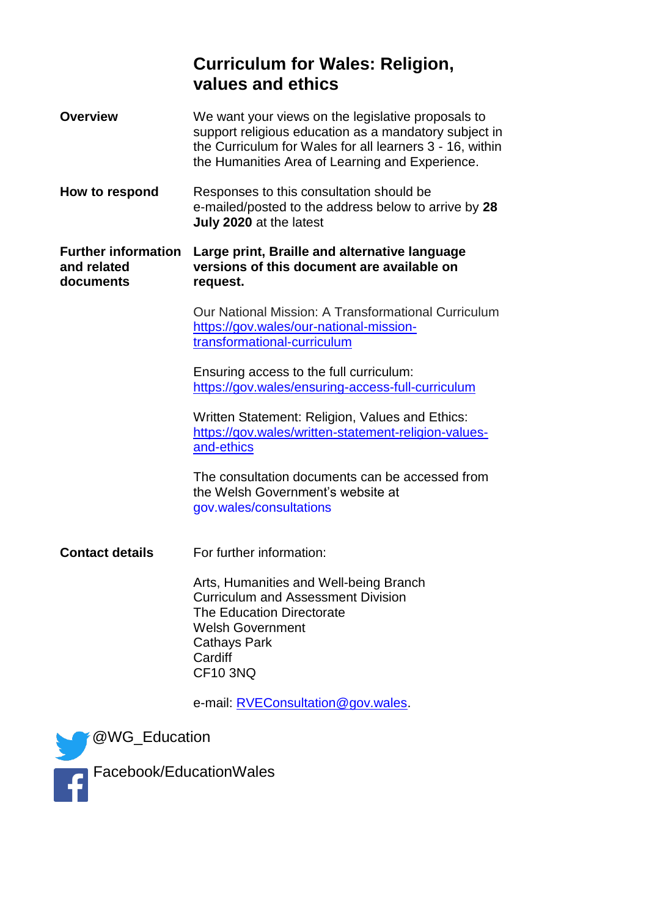# Curriculum for Wales: Religion, values and ethics

**Overview**

We want your views on the legislative proposals to support religious education as a mandatory subject in the Curriculum for Wales for all learners 3 - 16, within the Humanities Area of Learning and Experience.

**How to respond**

Responses to this consultation should be e-mailed/posted to the address below to arrive by **28 July 2020** at the latest

**Further information and related documents**

**Large print, Braille and alternative language versions of this document are available on request.**

Our National Mission: A Transformational Curriculum
https://gov.wales/our-national-mission-transformational-curriculum

Ensuring access to the full curriculum:
https://gov.wales/ensuring-access-full-curriculum

Written Statement: Religion, Values and Ethics:
https://gov.wales/written-statement-religion-values-and-ethics

The consultation documents can be accessed from the Welsh Government's website at gov.wales/consultations

**Contact details**

For further information:

Arts, Humanities and Well-being Branch
Curriculum and Assessment Division
The Education Directorate
Welsh Government
Cathays Park
Cardiff
CF10 3NQ

e-mail: RVEConsultation@gov.wales.

@WG_Education

Facebook/EducationWales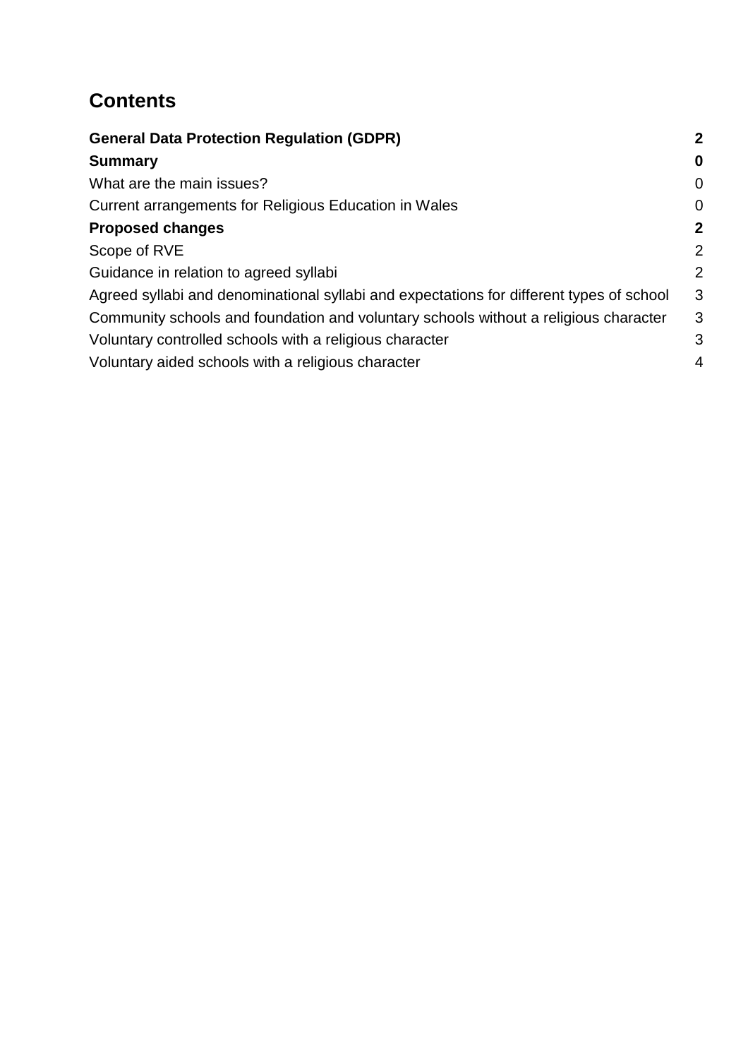## Contents

| | |
|---|---|
| **General Data Protection Regulation (GDPR)** | **2** |
| **Summary** | **0** |
| What are the main issues? | 0 |
| Current arrangements for Religious Education in Wales | 0 |
| **Proposed changes** | **2** |
| Scope of RVE | 2 |
| Guidance in relation to agreed syllabi | 2 |
| Agreed syllabi and denominational syllabi and expectations for different types of school | 3 |
| Community schools and foundation and voluntary schools without a religious character | 3 |
| Voluntary controlled schools with a religious character | 3 |
| Voluntary aided schools with a religious character | 4 |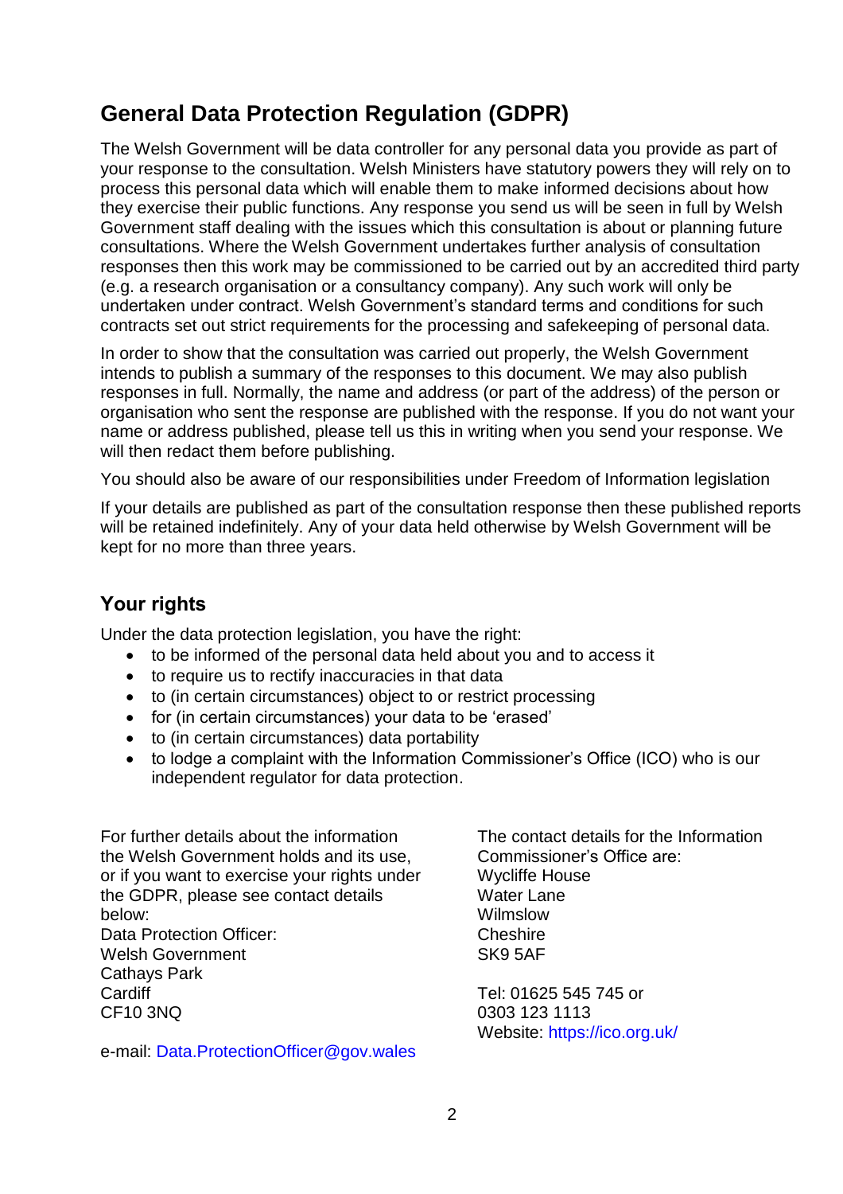## General Data Protection Regulation (GDPR)

The Welsh Government will be data controller for any personal data you provide as part of your response to the consultation. Welsh Ministers have statutory powers they will rely on to process this personal data which will enable them to make informed decisions about how they exercise their public functions. Any response you send us will be seen in full by Welsh Government staff dealing with the issues which this consultation is about or planning future consultations. Where the Welsh Government undertakes further analysis of consultation responses then this work may be commissioned to be carried out by an accredited third party (e.g. a research organisation or a consultancy company). Any such work will only be undertaken under contract. Welsh Government's standard terms and conditions for such contracts set out strict requirements for the processing and safekeeping of personal data.

In order to show that the consultation was carried out properly, the Welsh Government intends to publish a summary of the responses to this document. We may also publish responses in full. Normally, the name and address (or part of the address) of the person or organisation who sent the response are published with the response. If you do not want your name or address published, please tell us this in writing when you send your response. We will then redact them before publishing.

You should also be aware of our responsibilities under Freedom of Information legislation

If your details are published as part of the consultation response then these published reports will be retained indefinitely. Any of your data held otherwise by Welsh Government will be kept for no more than three years.

### Your rights

Under the data protection legislation, you have the right:

- to be informed of the personal data held about you and to access it
- to require us to rectify inaccuracies in that data
- to (in certain circumstances) object to or restrict processing
- for (in certain circumstances) your data to be 'erased'
- to (in certain circumstances) data portability
- to lodge a complaint with the Information Commissioner's Office (ICO) who is our independent regulator for data protection.

For further details about the information the Welsh Government holds and its use, or if you want to exercise your rights under the GDPR, please see contact details below:
Data Protection Officer:
Welsh Government
Cathays Park
Cardiff
CF10 3NQ

e-mail: Data.ProtectionOfficer@gov.wales

The contact details for the Information Commissioner's Office are:
Wycliffe House
Water Lane
Wilmslow
Cheshire
SK9 5AF

Tel: 01625 545 745 or
0303 123 1113
Website: https://ico.org.uk/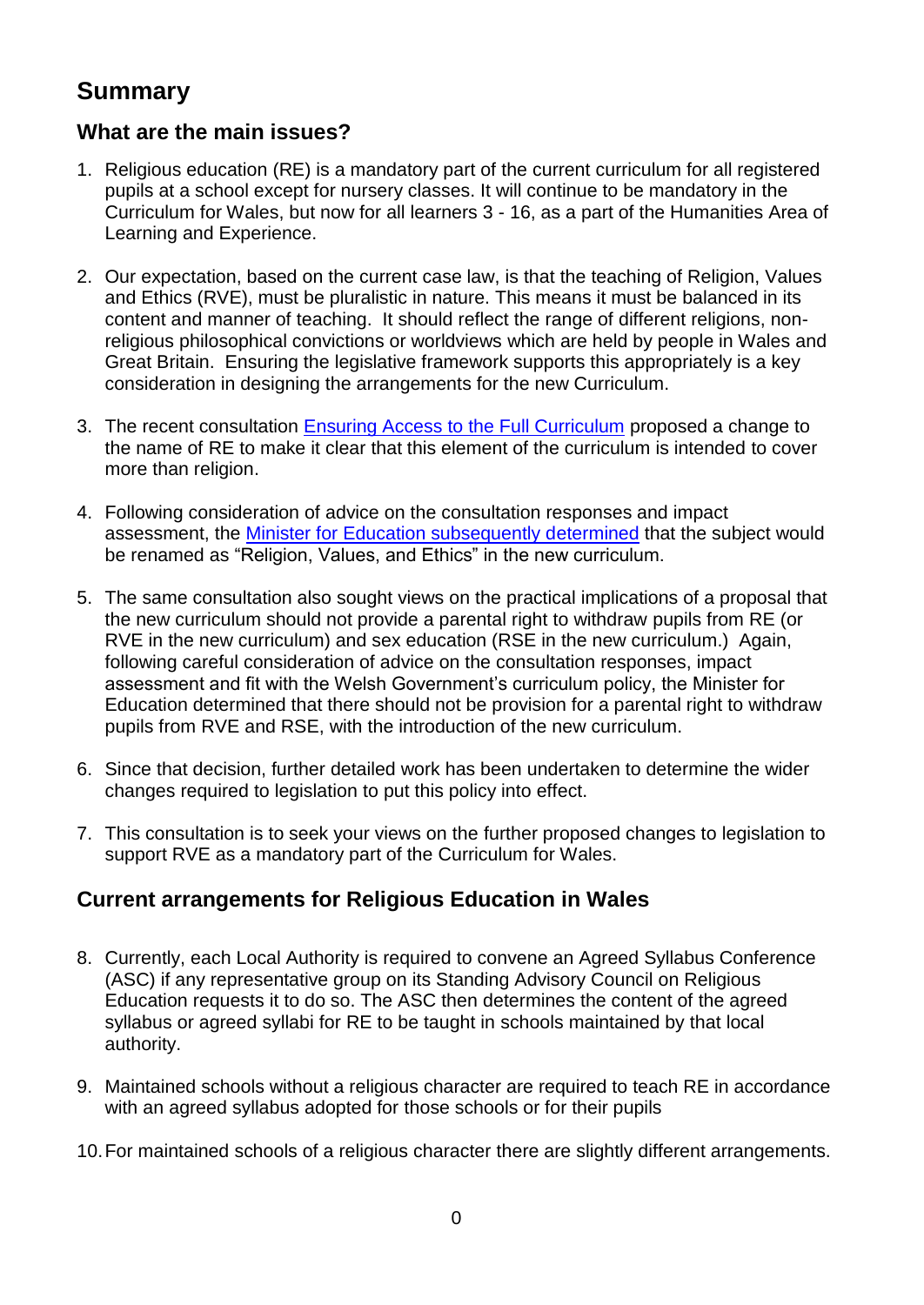# Summary

## What are the main issues?

1. Religious education (RE) is a mandatory part of the current curriculum for all registered pupils at a school except for nursery classes. It will continue to be mandatory in the Curriculum for Wales, but now for all learners 3 - 16, as a part of the Humanities Area of Learning and Experience.

2. Our expectation, based on the current case law, is that the teaching of Religion, Values and Ethics (RVE), must be pluralistic in nature. This means it must be balanced in its content and manner of teaching. It should reflect the range of different religions, non-religious philosophical convictions or worldviews which are held by people in Wales and Great Britain. Ensuring the legislative framework supports this appropriately is a key consideration in designing the arrangements for the new Curriculum.

3. The recent consultation [Ensuring Access to the Full Curriculum] proposed a change to the name of RE to make it clear that this element of the curriculum is intended to cover more than religion.

4. Following consideration of advice on the consultation responses and impact assessment, the [Minister for Education subsequently determined] that the subject would be renamed as "Religion, Values, and Ethics" in the new curriculum.

5. The same consultation also sought views on the practical implications of a proposal that the new curriculum should not provide a parental right to withdraw pupils from RE (or RVE in the new curriculum) and sex education (RSE in the new curriculum.) Again, following careful consideration of advice on the consultation responses, impact assessment and fit with the Welsh Government's curriculum policy, the Minister for Education determined that there should not be provision for a parental right to withdraw pupils from RVE and RSE, with the introduction of the new curriculum.

6. Since that decision, further detailed work has been undertaken to determine the wider changes required to legislation to put this policy into effect.

7. This consultation is to seek your views on the further proposed changes to legislation to support RVE as a mandatory part of the Curriculum for Wales.

## Current arrangements for Religious Education in Wales

8. Currently, each Local Authority is required to convene an Agreed Syllabus Conference (ASC) if any representative group on its Standing Advisory Council on Religious Education requests it to do so. The ASC then determines the content of the agreed syllabus or agreed syllabi for RE to be taught in schools maintained by that local authority.

9. Maintained schools without a religious character are required to teach RE in accordance with an agreed syllabus adopted for those schools or for their pupils

10. For maintained schools of a religious character there are slightly different arrangements.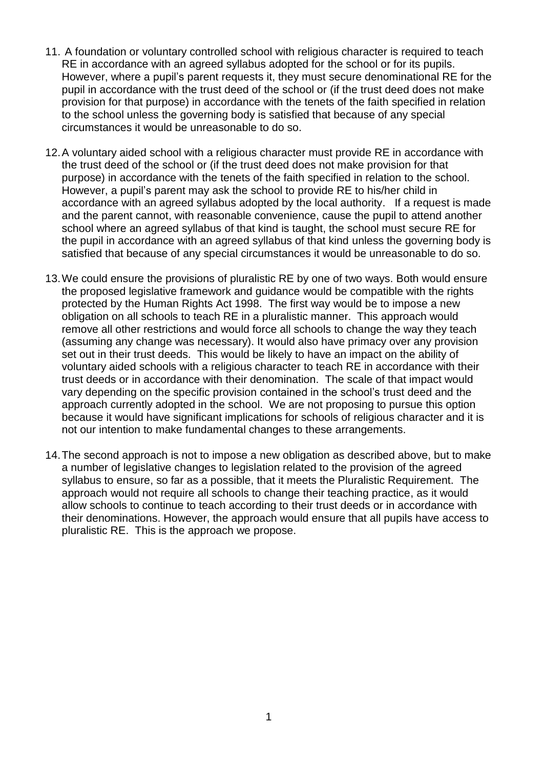11. A foundation or voluntary controlled school with religious character is required to teach RE in accordance with an agreed syllabus adopted for the school or for its pupils. However, where a pupil's parent requests it, they must secure denominational RE for the pupil in accordance with the trust deed of the school or (if the trust deed does not make provision for that purpose) in accordance with the tenets of the faith specified in relation to the school unless the governing body is satisfied that because of any special circumstances it would be unreasonable to do so.

12. A voluntary aided school with a religious character must provide RE in accordance with the trust deed of the school or (if the trust deed does not make provision for that purpose) in accordance with the tenets of the faith specified in relation to the school. However, a pupil's parent may ask the school to provide RE to his/her child in accordance with an agreed syllabus adopted by the local authority. If a request is made and the parent cannot, with reasonable convenience, cause the pupil to attend another school where an agreed syllabus of that kind is taught, the school must secure RE for the pupil in accordance with an agreed syllabus of that kind unless the governing body is satisfied that because of any special circumstances it would be unreasonable to do so.

13. We could ensure the provisions of pluralistic RE by one of two ways. Both would ensure the proposed legislative framework and guidance would be compatible with the rights protected by the Human Rights Act 1998. The first way would be to impose a new obligation on all schools to teach RE in a pluralistic manner. This approach would remove all other restrictions and would force all schools to change the way they teach (assuming any change was necessary). It would also have primacy over any provision set out in their trust deeds. This would be likely to have an impact on the ability of voluntary aided schools with a religious character to teach RE in accordance with their trust deeds or in accordance with their denomination. The scale of that impact would vary depending on the specific provision contained in the school's trust deed and the approach currently adopted in the school. We are not proposing to pursue this option because it would have significant implications for schools of religious character and it is not our intention to make fundamental changes to these arrangements.

14. The second approach is not to impose a new obligation as described above, but to make a number of legislative changes to legislation related to the provision of the agreed syllabus to ensure, so far as a possible, that it meets the Pluralistic Requirement. The approach would not require all schools to change their teaching practice, as it would allow schools to continue to teach according to their trust deeds or in accordance with their denominations. However, the approach would ensure that all pupils have access to pluralistic RE. This is the approach we propose.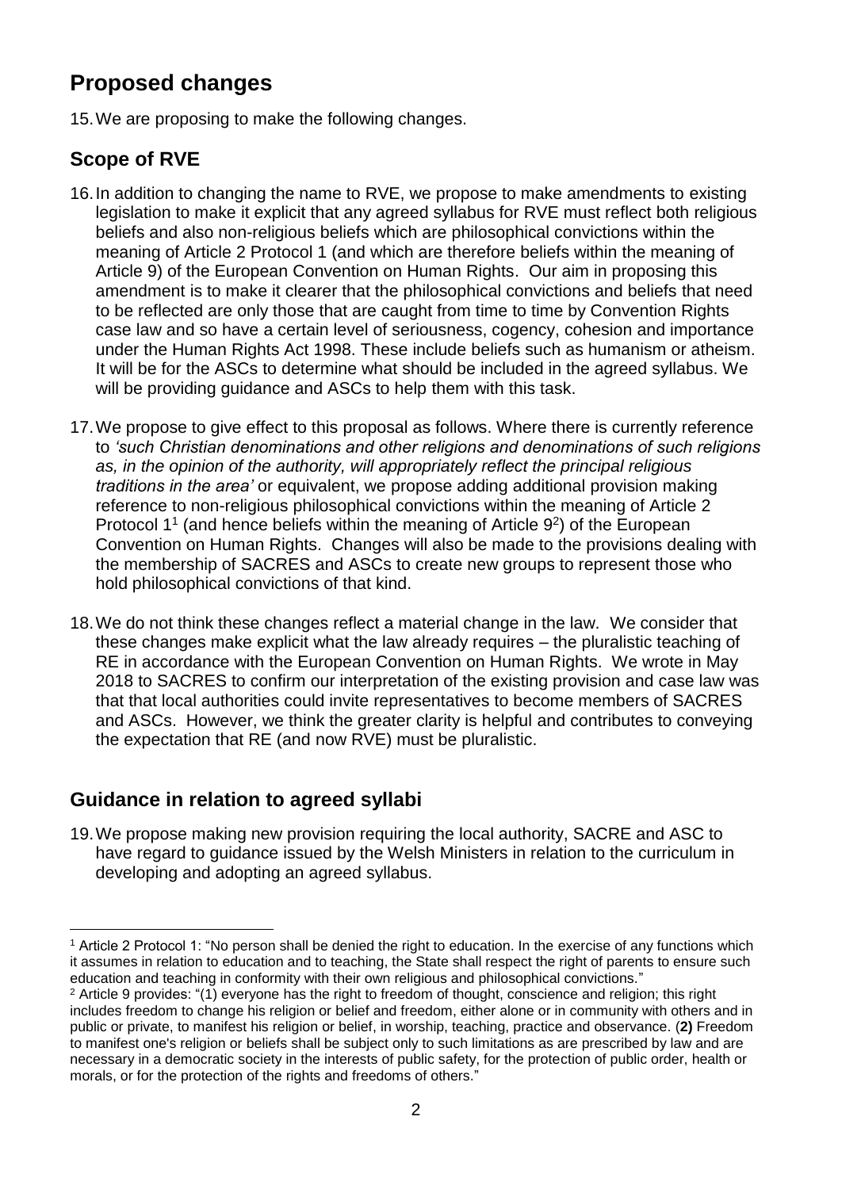## Proposed changes

15. We are proposing to make the following changes.

### Scope of RVE

16. In addition to changing the name to RVE, we propose to make amendments to existing legislation to make it explicit that any agreed syllabus for RVE must reflect both religious beliefs and also non-religious beliefs which are philosophical convictions within the meaning of Article 2 Protocol 1 (and which are therefore beliefs within the meaning of Article 9) of the European Convention on Human Rights. Our aim in proposing this amendment is to make it clearer that the philosophical convictions and beliefs that need to be reflected are only those that are caught from time to time by Convention Rights case law and so have a certain level of seriousness, cogency, cohesion and importance under the Human Rights Act 1998. These include beliefs such as humanism or atheism. It will be for the ASCs to determine what should be included in the agreed syllabus. We will be providing guidance and ASCs to help them with this task.

17. We propose to give effect to this proposal as follows. Where there is currently reference to *'such Christian denominations and other religions and denominations of such religions as, in the opinion of the authority, will appropriately reflect the principal religious traditions in the area'* or equivalent, we propose adding additional provision making reference to non-religious philosophical convictions within the meaning of Article 2 Protocol 1[1] (and hence beliefs within the meaning of Article 9[2]) of the European Convention on Human Rights. Changes will also be made to the provisions dealing with the membership of SACRES and ASCs to create new groups to represent those who hold philosophical convictions of that kind.

18. We do not think these changes reflect a material change in the law. We consider that these changes make explicit what the law already requires – the pluralistic teaching of RE in accordance with the European Convention on Human Rights. We wrote in May 2018 to SACRES to confirm our interpretation of the existing provision and case law was that that local authorities could invite representatives to become members of SACRES and ASCs. However, we think the greater clarity is helpful and contributes to conveying the expectation that RE (and now RVE) must be pluralistic.

### Guidance in relation to agreed syllabi

19. We propose making new provision requiring the local authority, SACRE and ASC to have regard to guidance issued by the Welsh Ministers in relation to the curriculum in developing and adopting an agreed syllabus.

---

[1] Article 2 Protocol 1: "No person shall be denied the right to education. In the exercise of any functions which it assumes in relation to education and to teaching, the State shall respect the right of parents to ensure such education and teaching in conformity with their own religious and philosophical convictions."

[2] Article 9 provides: "(1) everyone has the right to freedom of thought, conscience and religion; this right includes freedom to change his religion or belief and freedom, either alone or in community with others and in public or private, to manifest his religion or belief, in worship, teaching, practice and observance. (**2)** Freedom to manifest one's religion or beliefs shall be subject only to such limitations as are prescribed by law and are necessary in a democratic society in the interests of public safety, for the protection of public order, health or morals, or for the protection of the rights and freedoms of others."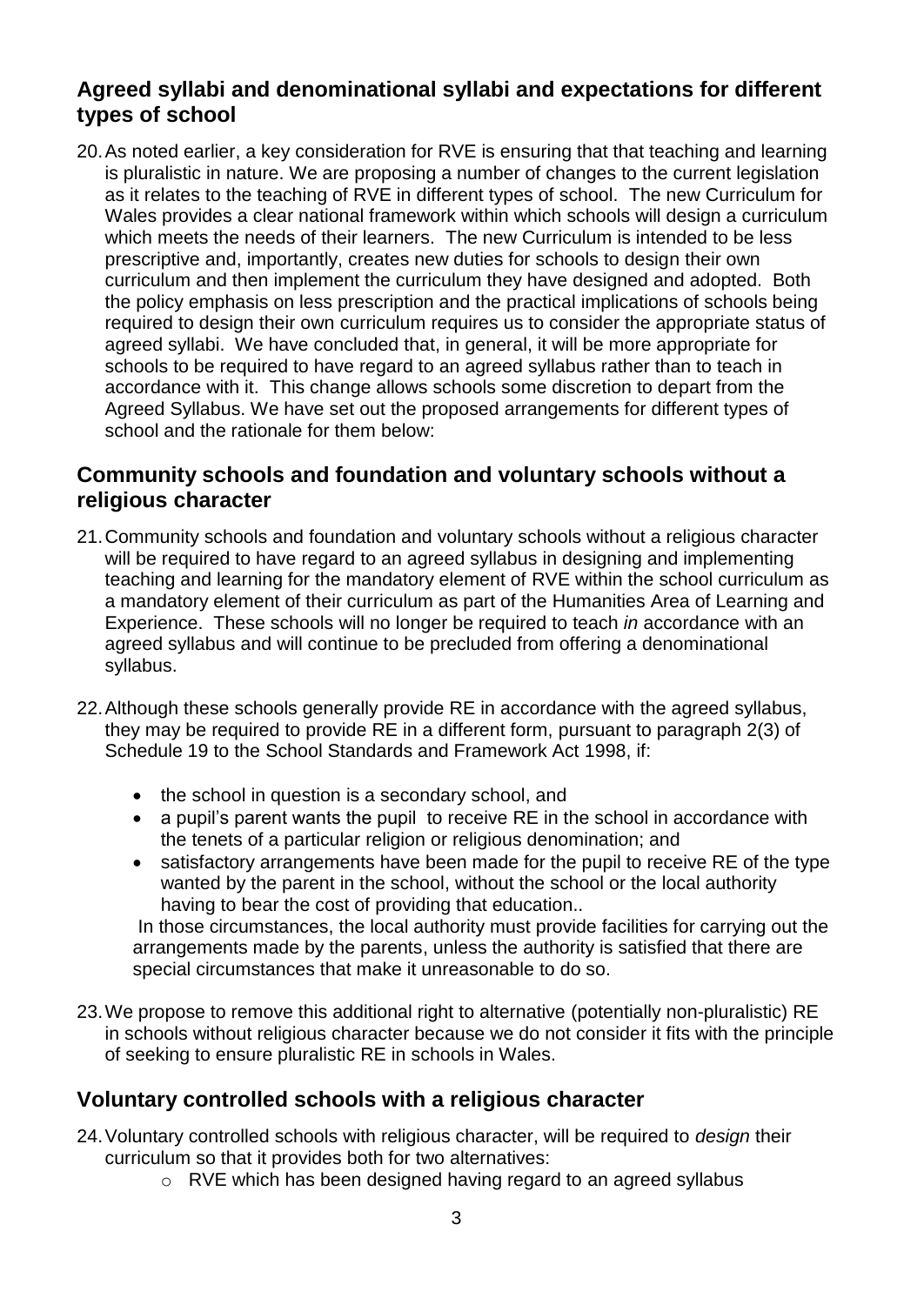## Agreed syllabi and denominational syllabi and expectations for different types of school

20. As noted earlier, a key consideration for RVE is ensuring that that teaching and learning is pluralistic in nature. We are proposing a number of changes to the current legislation as it relates to the teaching of RVE in different types of school. The new Curriculum for Wales provides a clear national framework within which schools will design a curriculum which meets the needs of their learners. The new Curriculum is intended to be less prescriptive and, importantly, creates new duties for schools to design their own curriculum and then implement the curriculum they have designed and adopted. Both the policy emphasis on less prescription and the practical implications of schools being required to design their own curriculum requires us to consider the appropriate status of agreed syllabi. We have concluded that, in general, it will be more appropriate for schools to be required to have regard to an agreed syllabus rather than to teach in accordance with it. This change allows schools some discretion to depart from the Agreed Syllabus. We have set out the proposed arrangements for different types of school and the rationale for them below:

## Community schools and foundation and voluntary schools without a religious character

21. Community schools and foundation and voluntary schools without a religious character will be required to have regard to an agreed syllabus in designing and implementing teaching and learning for the mandatory element of RVE within the school curriculum as a mandatory element of their curriculum as part of the Humanities Area of Learning and Experience. These schools will no longer be required to teach *in* accordance with an agreed syllabus and will continue to be precluded from offering a denominational syllabus.

22. Although these schools generally provide RE in accordance with the agreed syllabus, they may be required to provide RE in a different form, pursuant to paragraph 2(3) of Schedule 19 to the School Standards and Framework Act 1998, if:

    - the school in question is a secondary school, and
    - a pupil's parent wants the pupil to receive RE in the school in accordance with the tenets of a particular religion or religious denomination; and
    - satisfactory arrangements have been made for the pupil to receive RE of the type wanted by the parent in the school, without the school or the local authority having to bear the cost of providing that education..

    In those circumstances, the local authority must provide facilities for carrying out the arrangements made by the parents, unless the authority is satisfied that there are special circumstances that make it unreasonable to do so.

23. We propose to remove this additional right to alternative (potentially non-pluralistic) RE in schools without religious character because we do not consider it fits with the principle of seeking to ensure pluralistic RE in schools in Wales.

## Voluntary controlled schools with a religious character

24. Voluntary controlled schools with religious character, will be required to *design* their curriculum so that it provides both for two alternatives:
    - RVE which has been designed having regard to an agreed syllabus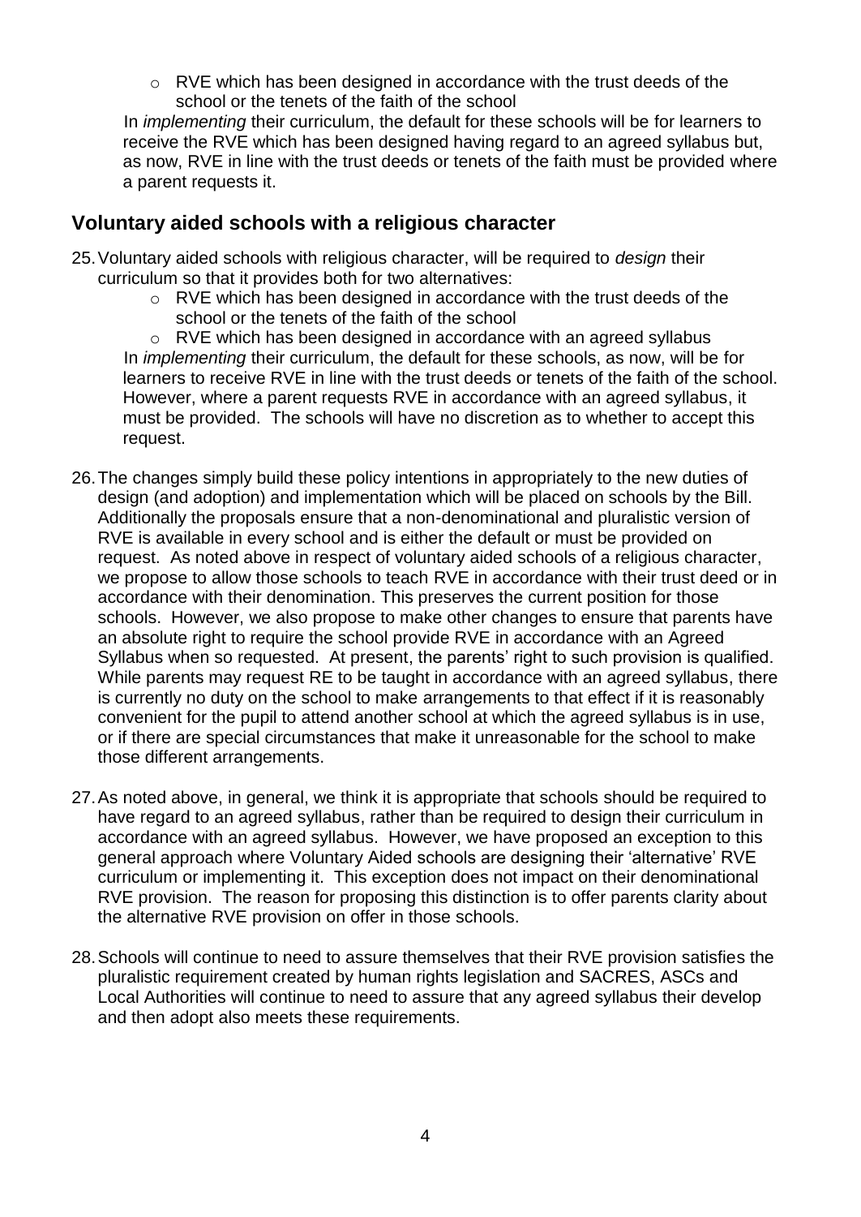- RVE which has been designed in accordance with the trust deeds of the school or the tenets of the faith of the school

In *implementing* their curriculum, the default for these schools will be for learners to receive the RVE which has been designed having regard to an agreed syllabus but, as now, RVE in line with the trust deeds or tenets of the faith must be provided where a parent requests it.

## Voluntary aided schools with a religious character

25. Voluntary aided schools with religious character, will be required to *design* their curriculum so that it provides both for two alternatives:
    - RVE which has been designed in accordance with the trust deeds of the school or the tenets of the faith of the school
    - RVE which has been designed in accordance with an agreed syllabus

    In *implementing* their curriculum, the default for these schools, as now, will be for learners to receive RVE in line with the trust deeds or tenets of the faith of the school. However, where a parent requests RVE in accordance with an agreed syllabus, it must be provided. The schools will have no discretion as to whether to accept this request.

26. The changes simply build these policy intentions in appropriately to the new duties of design (and adoption) and implementation which will be placed on schools by the Bill. Additionally the proposals ensure that a non-denominational and pluralistic version of RVE is available in every school and is either the default or must be provided on request. As noted above in respect of voluntary aided schools of a religious character, we propose to allow those schools to teach RVE in accordance with their trust deed or in accordance with their denomination. This preserves the current position for those schools. However, we also propose to make other changes to ensure that parents have an absolute right to require the school provide RVE in accordance with an Agreed Syllabus when so requested. At present, the parents' right to such provision is qualified. While parents may request RE to be taught in accordance with an agreed syllabus, there is currently no duty on the school to make arrangements to that effect if it is reasonably convenient for the pupil to attend another school at which the agreed syllabus is in use, or if there are special circumstances that make it unreasonable for the school to make those different arrangements.

27. As noted above, in general, we think it is appropriate that schools should be required to have regard to an agreed syllabus, rather than be required to design their curriculum in accordance with an agreed syllabus. However, we have proposed an exception to this general approach where Voluntary Aided schools are designing their 'alternative' RVE curriculum or implementing it. This exception does not impact on their denominational RVE provision. The reason for proposing this distinction is to offer parents clarity about the alternative RVE provision on offer in those schools.

28. Schools will continue to need to assure themselves that their RVE provision satisfies the pluralistic requirement created by human rights legislation and SACRES, ASCs and Local Authorities will continue to need to assure that any agreed syllabus their develop and then adopt also meets these requirements.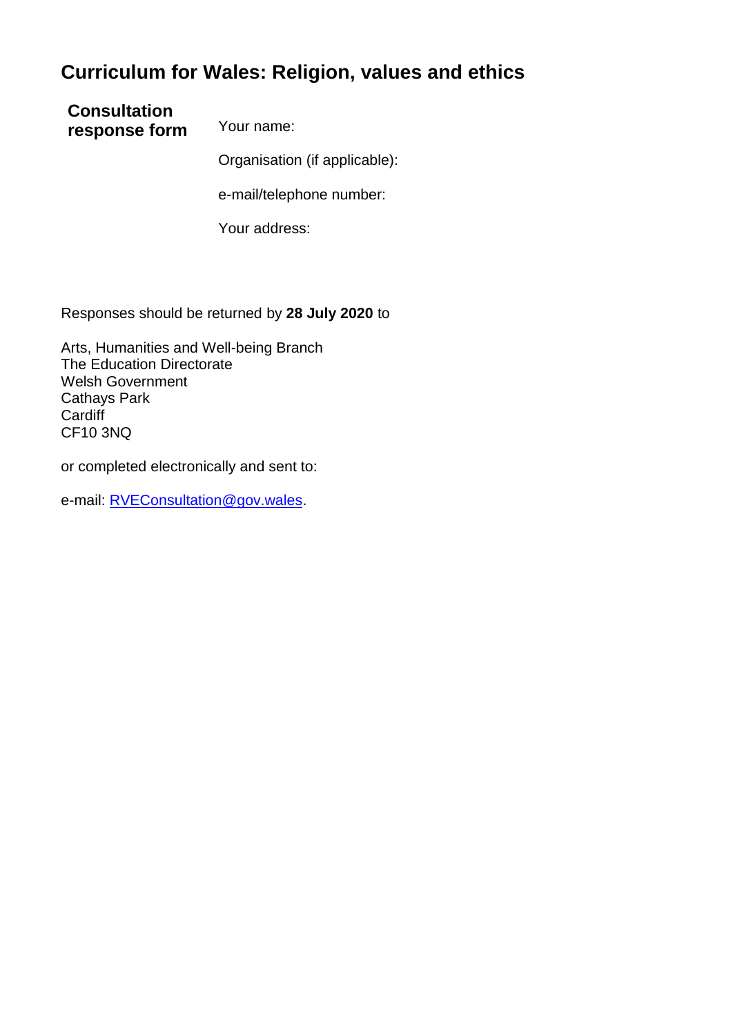# Curriculum for Wales: Religion, values and ethics

**Consultation response form**

Your name:

Organisation (if applicable):

e-mail/telephone number:

Your address:

Responses should be returned by **28 July 2020** to

Arts, Humanities and Well-being Branch
The Education Directorate
Welsh Government
Cathays Park
Cardiff
CF10 3NQ

or completed electronically and sent to:

e-mail: RVEConsultation@gov.wales.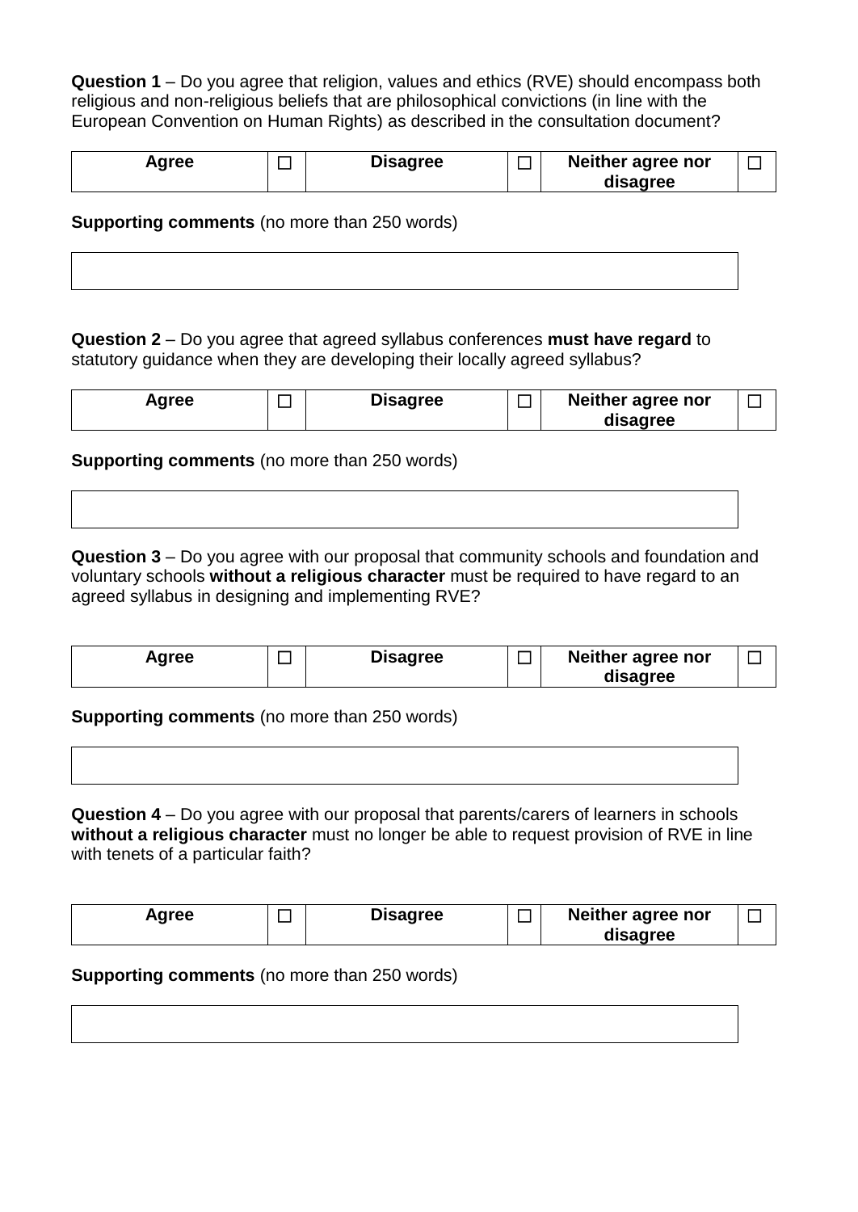**Question 1** – Do you agree that religion, values and ethics (RVE) should encompass both religious and non-religious beliefs that are philosophical convictions (in line with the European Convention on Human Rights) as described in the consultation document?

| Agree | ☐ | Disagree | ☐ | Neither agree nor disagree | ☐ |
|---|---|---|---|---|---|

**Supporting comments** (no more than 250 words)

| |
|---|
| |

**Question 2** – Do you agree that agreed syllabus conferences **must have regard** to statutory guidance when they are developing their locally agreed syllabus?

| Agree | ☐ | Disagree | ☐ | Neither agree nor disagree | ☐ |
|---|---|---|---|---|---|

**Supporting comments** (no more than 250 words)

| |
|---|
| |

**Question 3** – Do you agree with our proposal that community schools and foundation and voluntary schools **without a religious character** must be required to have regard to an agreed syllabus in designing and implementing RVE?

| Agree | ☐ | Disagree | ☐ | Neither agree nor disagree | ☐ |
|---|---|---|---|---|---|

**Supporting comments** (no more than 250 words)

| |
|---|
| |

**Question 4** – Do you agree with our proposal that parents/carers of learners in schools **without a religious character** must no longer be able to request provision of RVE in line with tenets of a particular faith?

| Agree | ☐ | Disagree | ☐ | Neither agree nor disagree | ☐ |
|---|---|---|---|---|---|

**Supporting comments** (no more than 250 words)

| |
|---|
| |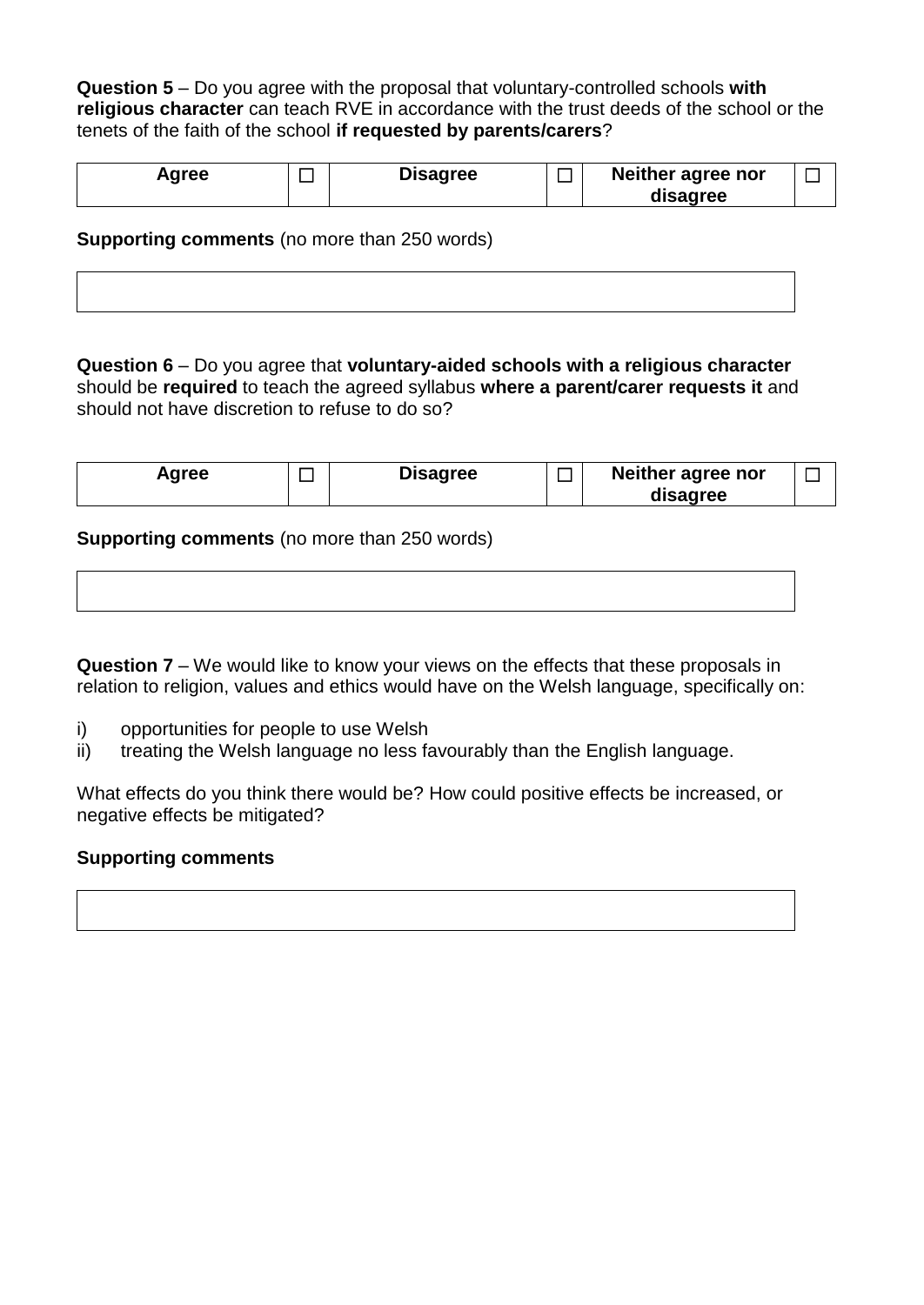**Question 5** – Do you agree with the proposal that voluntary-controlled schools **with religious character** can teach RVE in accordance with the trust deeds of the school or the tenets of the faith of the school **if requested by parents/carers**?

| Agree | ☐ | Disagree | ☐ | Neither agree nor disagree | ☐ |
|---|---|---|---|---|---|

**Supporting comments** (no more than 250 words)

| |
|---|
| |

**Question 6** – Do you agree that **voluntary-aided schools with a religious character** should be **required** to teach the agreed syllabus **where a parent/carer requests it** and should not have discretion to refuse to do so?

| Agree | ☐ | Disagree | ☐ | Neither agree nor disagree | ☐ |
|---|---|---|---|---|---|

**Supporting comments** (no more than 250 words)

| |
|---|
| |

**Question 7** – We would like to know your views on the effects that these proposals in relation to religion, values and ethics would have on the Welsh language, specifically on:

i) opportunities for people to use Welsh
ii) treating the Welsh language no less favourably than the English language.

What effects do you think there would be? How could positive effects be increased, or negative effects be mitigated?

**Supporting comments**

| |
|---|
| |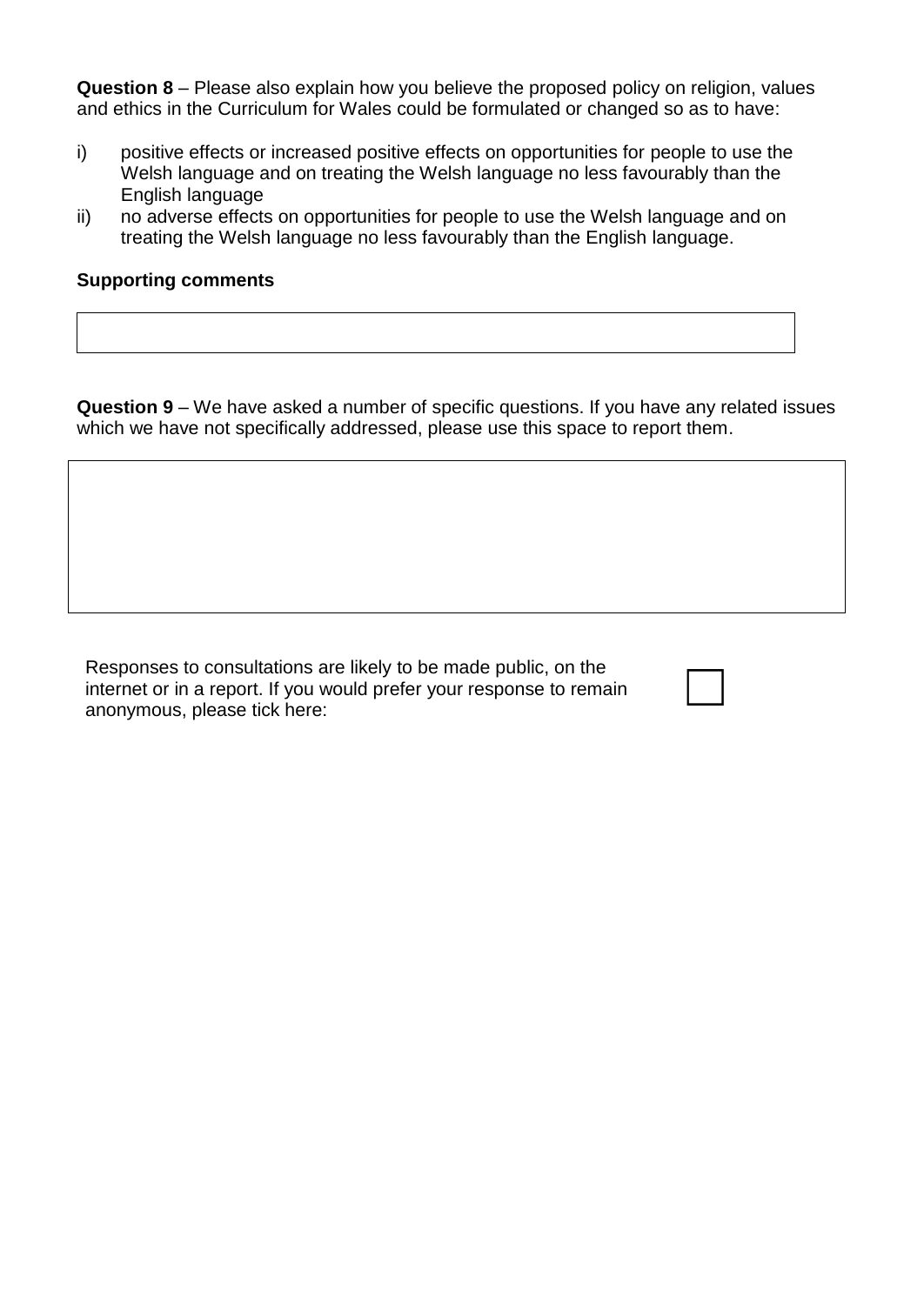**Question 8** – Please also explain how you believe the proposed policy on religion, values and ethics in the Curriculum for Wales could be formulated or changed so as to have:

i) positive effects or increased positive effects on opportunities for people to use the Welsh language and on treating the Welsh language no less favourably than the English language

ii) no adverse effects on opportunities for people to use the Welsh language and on treating the Welsh language no less favourably than the English language.

**Supporting comments**

| |
|---|
| |

**Question 9** – We have asked a number of specific questions. If you have any related issues which we have not specifically addressed, please use this space to report them.

| |
|---|
| |

Responses to consultations are likely to be made public, on the internet or in a report. If you would prefer your response to remain anonymous, please tick here: ☐